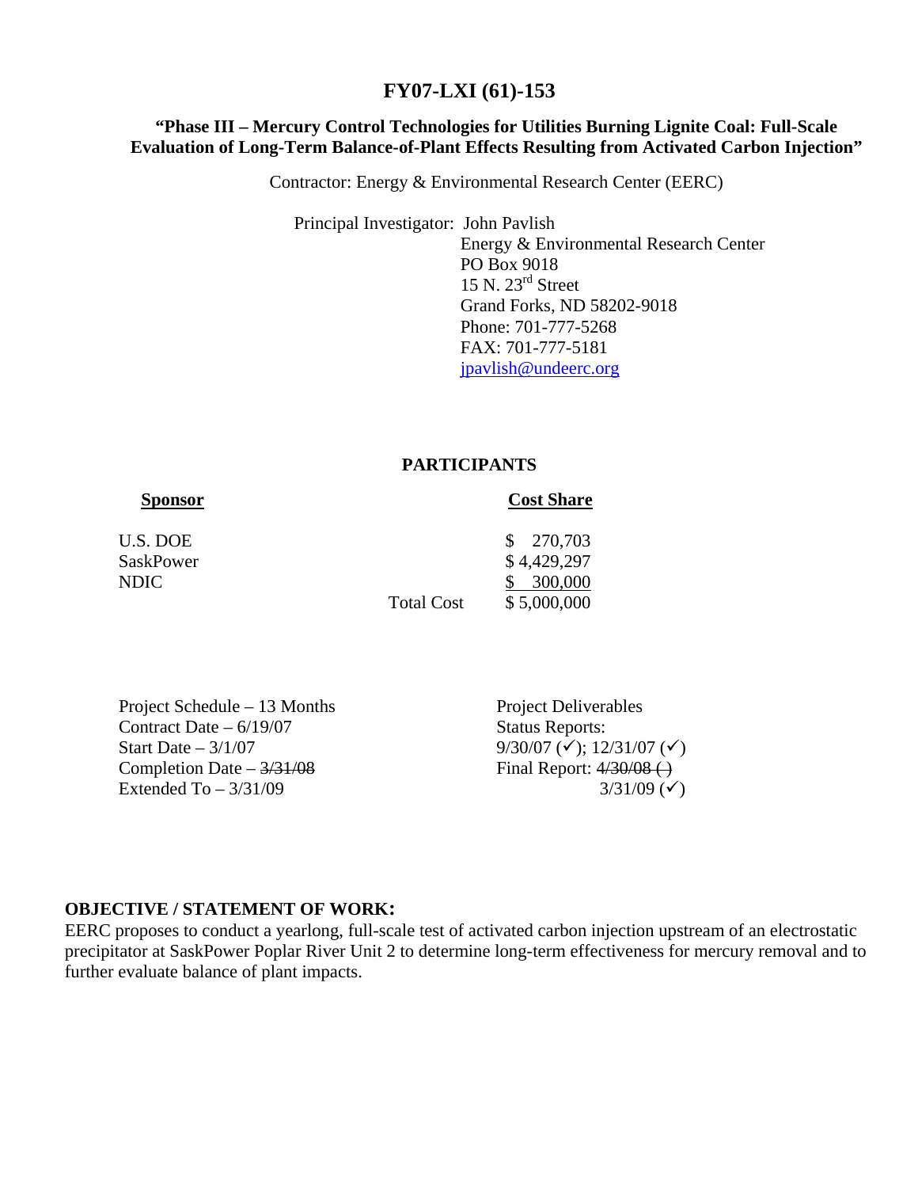# FY07-LXI (61)-153

### "Phase III – Mercury Control Technologies for Utilities Burning Lignite Coal: Full-Scale Evaluation of Long-Term Balance-of-Plant Effects Resulting from Activated Carbon Injection"

Contractor: Energy & Environmental Research Center (EERC)

Principal Investigator: John Pavlish
Energy & Environmental Research Center
PO Box 9018
15 N. 23rd Street
Grand Forks, ND 58202-9018
Phone: 701-777-5268
FAX: 701-777-5181
jpavlish@undeerc.org

## PARTICIPANTS

| Sponsor | | Cost Share |
|---|---|---|
| U.S. DOE | | $ 270,703 |
| SaskPower | | $ 4,429,297 |
| NDIC | | $ 300,000 |
| | Total Cost | $ 5,000,000 |

Project Schedule – 13 Months
Contract Date – 6/19/07
Start Date – 3/1/07
Completion Date – ~~3/31/08~~
Extended To – 3/31/09

Project Deliverables
Status Reports:
9/30/07 (✓); 12/31/07 (✓)
Final Report: ~~4/30/08 ( )~~
3/31/09 (✓)

## OBJECTIVE / STATEMENT OF WORK:

EERC proposes to conduct a yearlong, full-scale test of activated carbon injection upstream of an electrostatic precipitator at SaskPower Poplar River Unit 2 to determine long-term effectiveness for mercury removal and to further evaluate balance of plant impacts.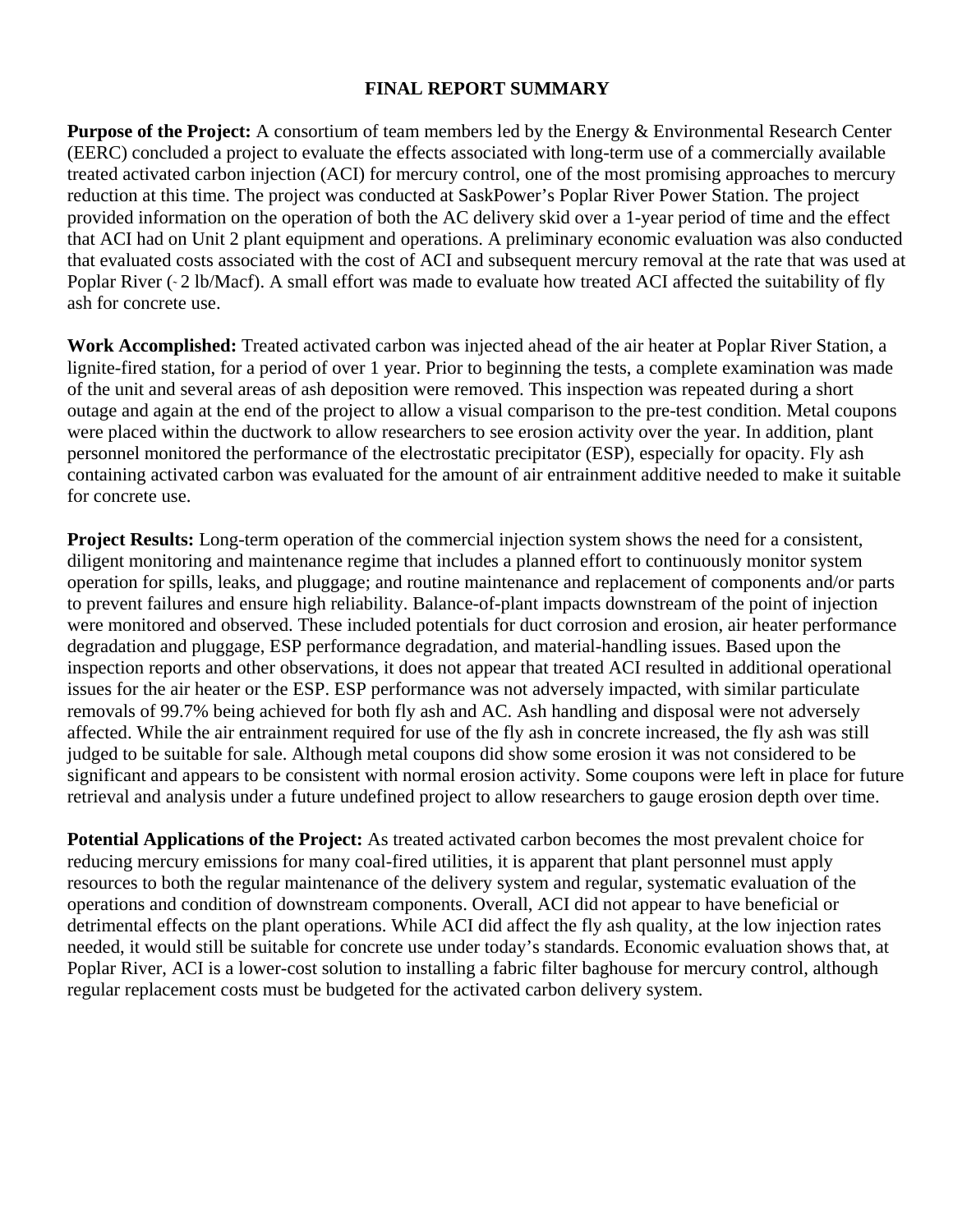**FINAL REPORT SUMMARY**

**Purpose of the Project:** A consortium of team members led by the Energy & Environmental Research Center (EERC) concluded a project to evaluate the effects associated with long-term use of a commercially available treated activated carbon injection (ACI) for mercury control, one of the most promising approaches to mercury reduction at this time. The project was conducted at SaskPower's Poplar River Power Station. The project provided information on the operation of both the AC delivery skid over a 1-year period of time and the effect that ACI had on Unit 2 plant equipment and operations. A preliminary economic evaluation was also conducted that evaluated costs associated with the cost of ACI and subsequent mercury removal at the rate that was used at Poplar River (~2 lb/Macf). A small effort was made to evaluate how treated ACI affected the suitability of fly ash for concrete use.

**Work Accomplished:** Treated activated carbon was injected ahead of the air heater at Poplar River Station, a lignite-fired station, for a period of over 1 year. Prior to beginning the tests, a complete examination was made of the unit and several areas of ash deposition were removed. This inspection was repeated during a short outage and again at the end of the project to allow a visual comparison to the pre-test condition. Metal coupons were placed within the ductwork to allow researchers to see erosion activity over the year. In addition, plant personnel monitored the performance of the electrostatic precipitator (ESP), especially for opacity. Fly ash containing activated carbon was evaluated for the amount of air entrainment additive needed to make it suitable for concrete use.

**Project Results:** Long-term operation of the commercial injection system shows the need for a consistent, diligent monitoring and maintenance regime that includes a planned effort to continuously monitor system operation for spills, leaks, and pluggage; and routine maintenance and replacement of components and/or parts to prevent failures and ensure high reliability. Balance-of-plant impacts downstream of the point of injection were monitored and observed. These included potentials for duct corrosion and erosion, air heater performance degradation and pluggage, ESP performance degradation, and material-handling issues. Based upon the inspection reports and other observations, it does not appear that treated ACI resulted in additional operational issues for the air heater or the ESP. ESP performance was not adversely impacted, with similar particulate removals of 99.7% being achieved for both fly ash and AC. Ash handling and disposal were not adversely affected. While the air entrainment required for use of the fly ash in concrete increased, the fly ash was still judged to be suitable for sale. Although metal coupons did show some erosion it was not considered to be significant and appears to be consistent with normal erosion activity. Some coupons were left in place for future retrieval and analysis under a future undefined project to allow researchers to gauge erosion depth over time.

**Potential Applications of the Project:** As treated activated carbon becomes the most prevalent choice for reducing mercury emissions for many coal-fired utilities, it is apparent that plant personnel must apply resources to both the regular maintenance of the delivery system and regular, systematic evaluation of the operations and condition of downstream components. Overall, ACI did not appear to have beneficial or detrimental effects on the plant operations. While ACI did affect the fly ash quality, at the low injection rates needed, it would still be suitable for concrete use under today's standards. Economic evaluation shows that, at Poplar River, ACI is a lower-cost solution to installing a fabric filter baghouse for mercury control, although regular replacement costs must be budgeted for the activated carbon delivery system.